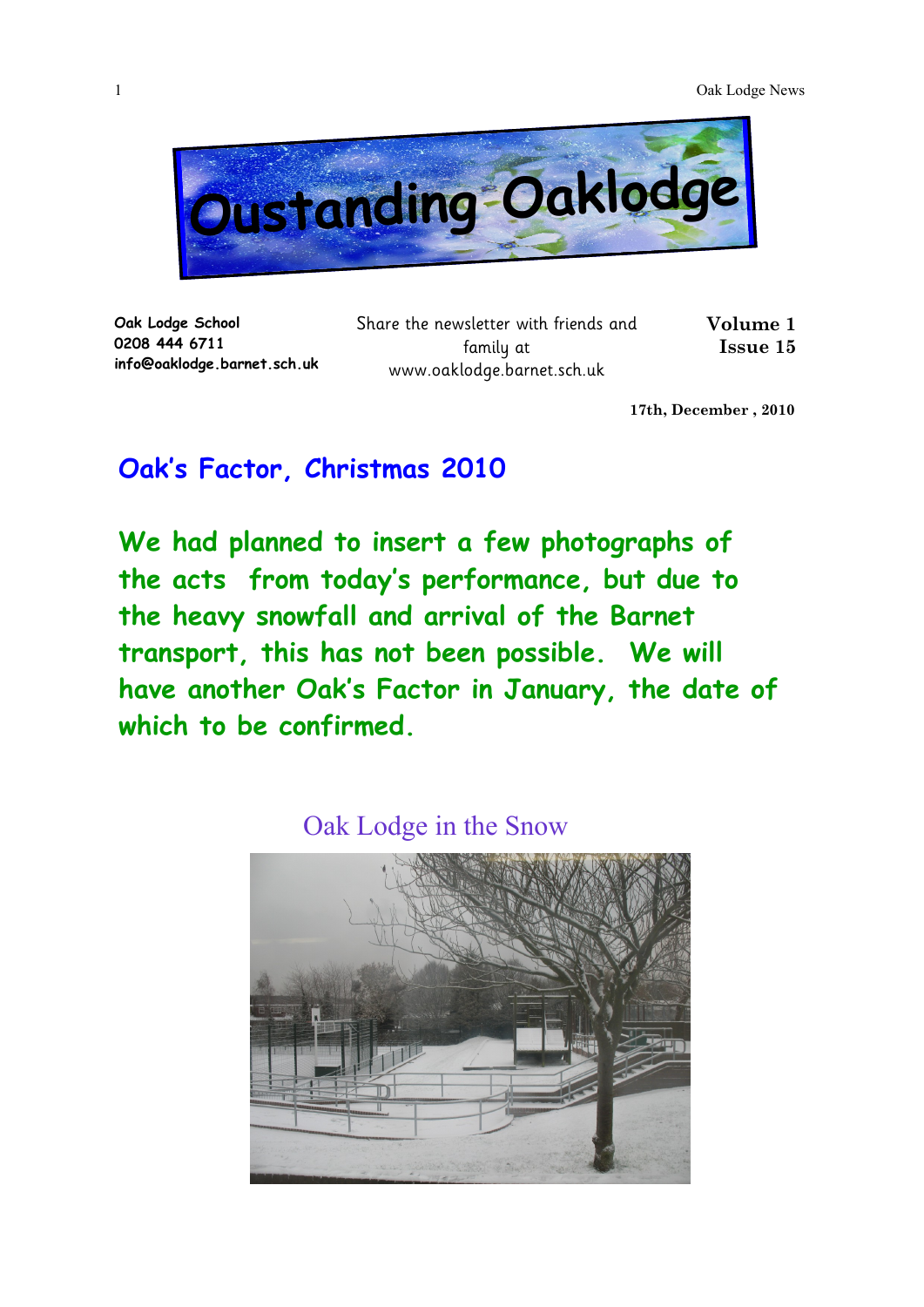# Oustanding Oaklodge

**Oak Lodge School**
**0208 444 6711**
**info@oaklodge.barnet.sch.uk**

Share the newsletter with friends and family at www.oaklodge.barnet.sch.uk

**Volume 1**
**Issue 15**

**17th, December , 2010**

## Oak's Factor, Christmas 2010

**We had planned to insert a few photographs of the acts from today's performance, but due to the heavy snowfall and arrival of the Barnet transport, this has not been possible. We will have another Oak's Factor in January, the date of which to be confirmed.**

### Oak Lodge in the Snow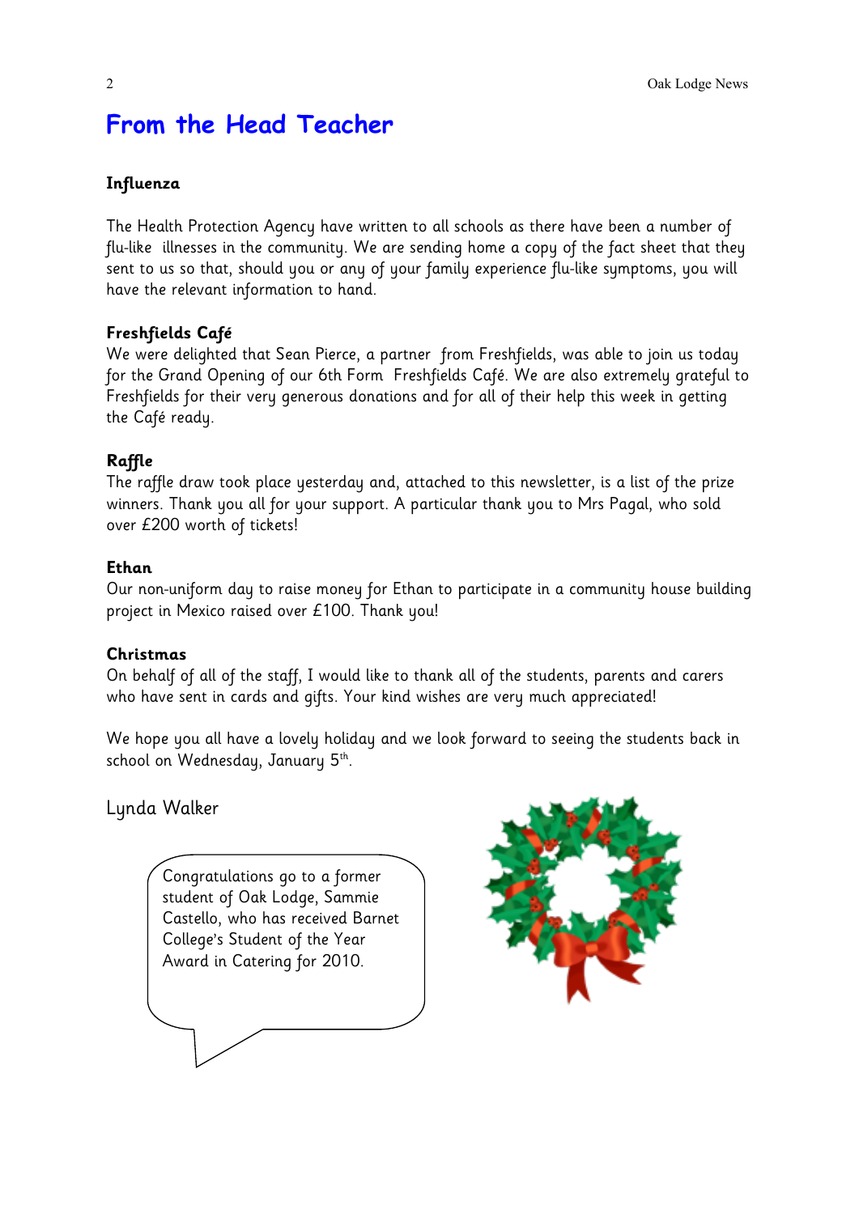# From the Head Teacher

### Influenza

The Health Protection Agency have written to all schools as there have been a number of flu-like illnesses in the community. We are sending home a copy of the fact sheet that they sent to us so that, should you or any of your family experience flu-like symptoms, you will have the relevant information to hand.

### Freshfields Café

We were delighted that Sean Pierce, a partner from Freshfields, was able to join us today for the Grand Opening of our 6th Form Freshfields Café. We are also extremely grateful to Freshfields for their very generous donations and for all of their help this week in getting the Café ready.

### Raffle

The raffle draw took place yesterday and, attached to this newsletter, is a list of the prize winners. Thank you all for your support. A particular thank you to Mrs Pagal, who sold over £200 worth of tickets!

### Ethan

Our non-uniform day to raise money for Ethan to participate in a community house building project in Mexico raised over £100. Thank you!

### Christmas

On behalf of all of the staff, I would like to thank all of the students, parents and carers who have sent in cards and gifts. Your kind wishes are very much appreciated!

We hope you all have a lovely holiday and we look forward to seeing the students back in school on Wednesday, January 5th.

Lynda Walker

Congratulations go to a former student of Oak Lodge, Sammie Castello, who has received Barnet College's Student of the Year Award in Catering for 2010.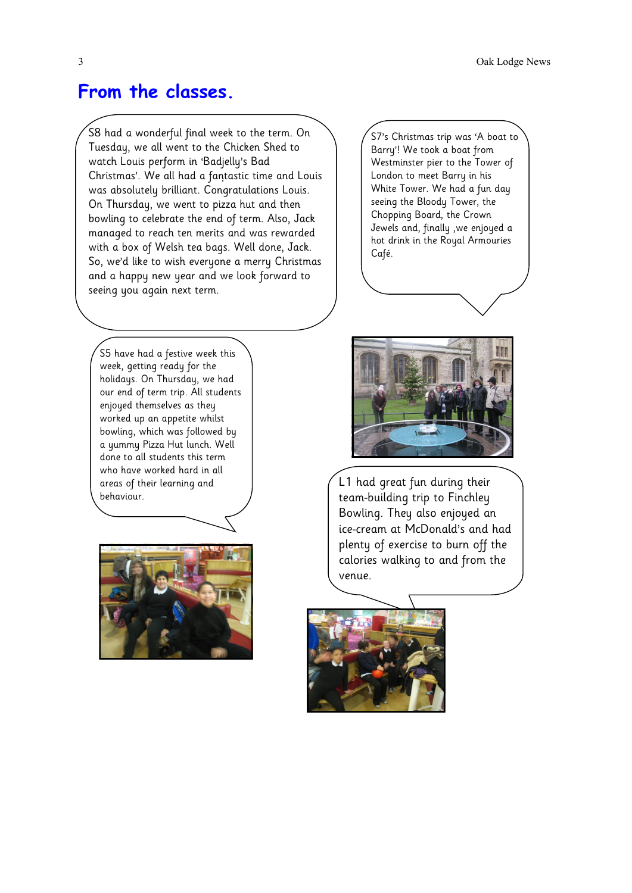# From the classes.

S8 had a wonderful final week to the term. On Tuesday, we all went to the Chicken Shed to watch Louis perform in 'Badjelly's Bad Christmas'. We all had a fantastic time and Louis was absolutely brilliant. Congratulations Louis. On Thursday, we went to pizza hut and then bowling to celebrate the end of term. Also, Jack managed to reach ten merits and was rewarded with a box of Welsh tea bags. Well done, Jack. So, we'd like to wish everyone a merry Christmas and a happy new year and we look forward to seeing you again next term.

S7's Christmas trip was 'A boat to Barry'! We took a boat from Westminster pier to the Tower of London to meet Barry in his White Tower. We had a fun day seeing the Bloody Tower, the Chopping Board, the Crown Jewels and, finally ,we enjoyed a hot drink in the Royal Armouries Café.

S5 have had a festive week this week, getting ready for the holidays. On Thursday, we had our end of term trip. All students enjoyed themselves as they worked up an appetite whilst bowling, which was followed by a yummy Pizza Hut lunch. Well done to all students this term who have worked hard in all areas of their learning and behaviour.

L1 had great fun during their team-building trip to Finchley Bowling. They also enjoyed an ice-cream at McDonald's and had plenty of exercise to burn off the calories walking to and from the venue.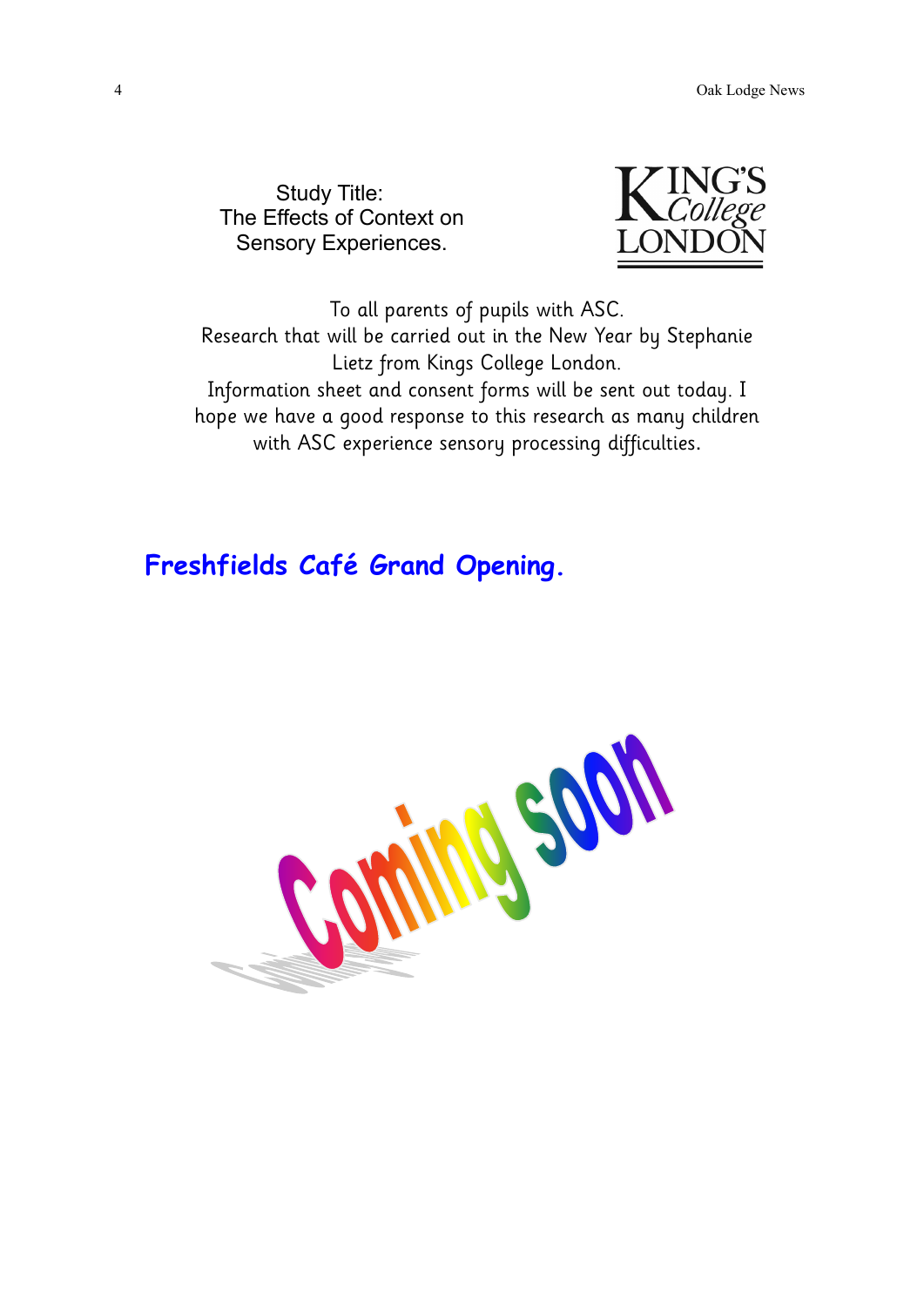Study Title:
The Effects of Context on Sensory Experiences.

KING'S College LONDON

To all parents of pupils with ASC.
Research that will be carried out in the New Year by Stephanie Lietz from Kings College London.
Information sheet and consent forms will be sent out today. I hope we have a good response to this research as many children with ASC experience sensory processing difficulties.

## Freshfields Café Grand Opening.

Coming soon